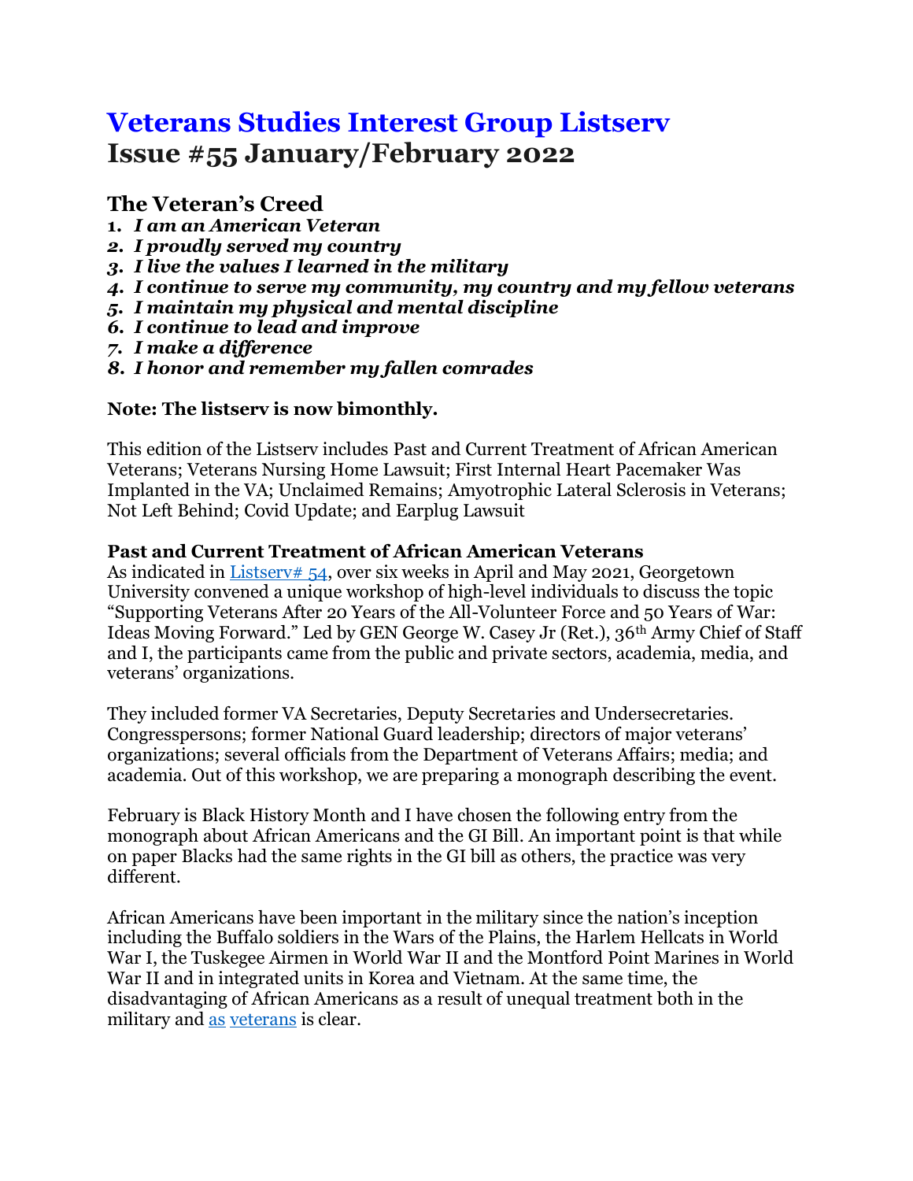# Veterans Studies Interest Group Listserv
# Issue #55 January/February 2022

## The Veteran's Creed

1. ***I am an American Veteran***
2. ***I proudly served my country***
3. ***I live the values I learned in the military***
4. ***I continue to serve my community, my country and my fellow veterans***
5. ***I maintain my physical and mental discipline***
6. ***I continue to lead and improve***
7. ***I make a difference***
8. ***I honor and remember my fallen comrades***

**Note: The listserv is now bimonthly.**

This edition of the Listserv includes Past and Current Treatment of African American Veterans; Veterans Nursing Home Lawsuit; First Internal Heart Pacemaker Was Implanted in the VA; Unclaimed Remains; Amyotrophic Lateral Sclerosis in Veterans; Not Left Behind; Covid Update; and Earplug Lawsuit

**Past and Current Treatment of African American Veterans**
As indicated in Listserv# 54, over six weeks in April and May 2021, Georgetown University convened a unique workshop of high-level individuals to discuss the topic "Supporting Veterans After 20 Years of the All-Volunteer Force and 50 Years of War: Ideas Moving Forward." Led by GEN George W. Casey Jr (Ret.), 36th Army Chief of Staff and I, the participants came from the public and private sectors, academia, media, and veterans' organizations.

They included former VA Secretaries, Deputy Secretaries and Undersecretaries. Congresspersons; former National Guard leadership; directors of major veterans' organizations; several officials from the Department of Veterans Affairs; media; and academia. Out of this workshop, we are preparing a monograph describing the event.

February is Black History Month and I have chosen the following entry from the monograph about African Americans and the GI Bill. An important point is that while on paper Blacks had the same rights in the GI bill as others, the practice was very different.

African Americans have been important in the military since the nation's inception including the Buffalo soldiers in the Wars of the Plains, the Harlem Hellcats in World War I, the Tuskegee Airmen in World War II and the Montford Point Marines in World War II and in integrated units in Korea and Vietnam. At the same time, the disadvantaging of African Americans as a result of unequal treatment both in the military and as veterans is clear.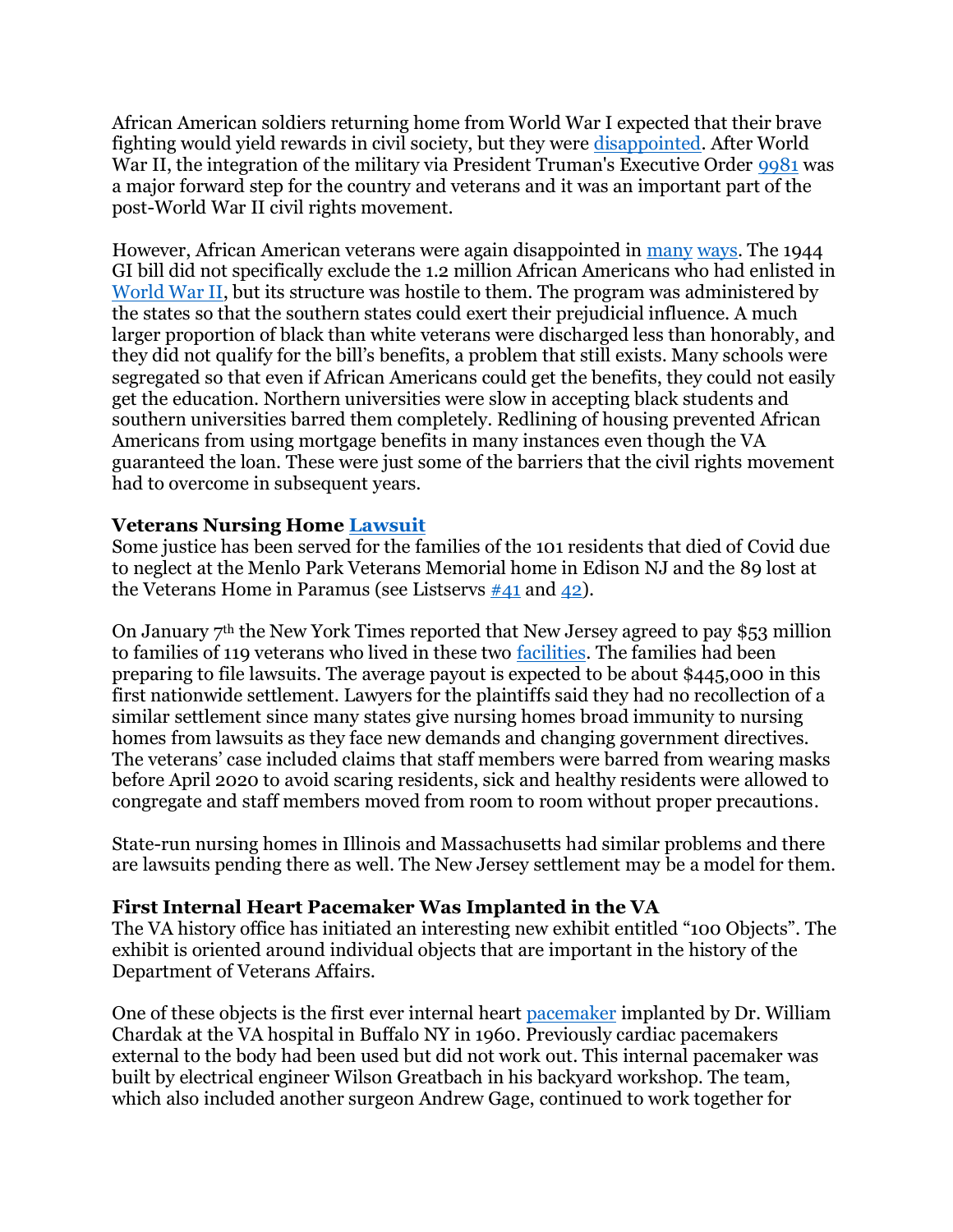African American soldiers returning home from World War I expected that their brave fighting would yield rewards in civil society, but they were disappointed. After World War II, the integration of the military via President Truman's Executive Order 9981 was a major forward step for the country and veterans and it was an important part of the post-World War II civil rights movement.

However, African American veterans were again disappointed in many ways. The 1944 GI bill did not specifically exclude the 1.2 million African Americans who had enlisted in World War II, but its structure was hostile to them. The program was administered by the states so that the southern states could exert their prejudicial influence. A much larger proportion of black than white veterans were discharged less than honorably, and they did not qualify for the bill's benefits, a problem that still exists. Many schools were segregated so that even if African Americans could get the benefits, they could not easily get the education. Northern universities were slow in accepting black students and southern universities barred them completely. Redlining of housing prevented African Americans from using mortgage benefits in many instances even though the VA guaranteed the loan. These were just some of the barriers that the civil rights movement had to overcome in subsequent years.

**Veterans Nursing Home Lawsuit**
Some justice has been served for the families of the 101 residents that died of Covid due to neglect at the Menlo Park Veterans Memorial home in Edison NJ and the 89 lost at the Veterans Home in Paramus (see Listservs #41 and 42).

On January 7th the New York Times reported that New Jersey agreed to pay $53 million to families of 119 veterans who lived in these two facilities. The families had been preparing to file lawsuits. The average payout is expected to be about $445,000 in this first nationwide settlement. Lawyers for the plaintiffs said they had no recollection of a similar settlement since many states give nursing homes broad immunity to nursing homes from lawsuits as they face new demands and changing government directives. The veterans' case included claims that staff members were barred from wearing masks before April 2020 to avoid scaring residents, sick and healthy residents were allowed to congregate and staff members moved from room to room without proper precautions.

State-run nursing homes in Illinois and Massachusetts had similar problems and there are lawsuits pending there as well. The New Jersey settlement may be a model for them.

**First Internal Heart Pacemaker Was Implanted in the VA**
The VA history office has initiated an interesting new exhibit entitled "100 Objects". The exhibit is oriented around individual objects that are important in the history of the Department of Veterans Affairs.

One of these objects is the first ever internal heart pacemaker implanted by Dr. William Chardak at the VA hospital in Buffalo NY in 1960. Previously cardiac pacemakers external to the body had been used but did not work out. This internal pacemaker was built by electrical engineer Wilson Greatbach in his backyard workshop. The team, which also included another surgeon Andrew Gage, continued to work together for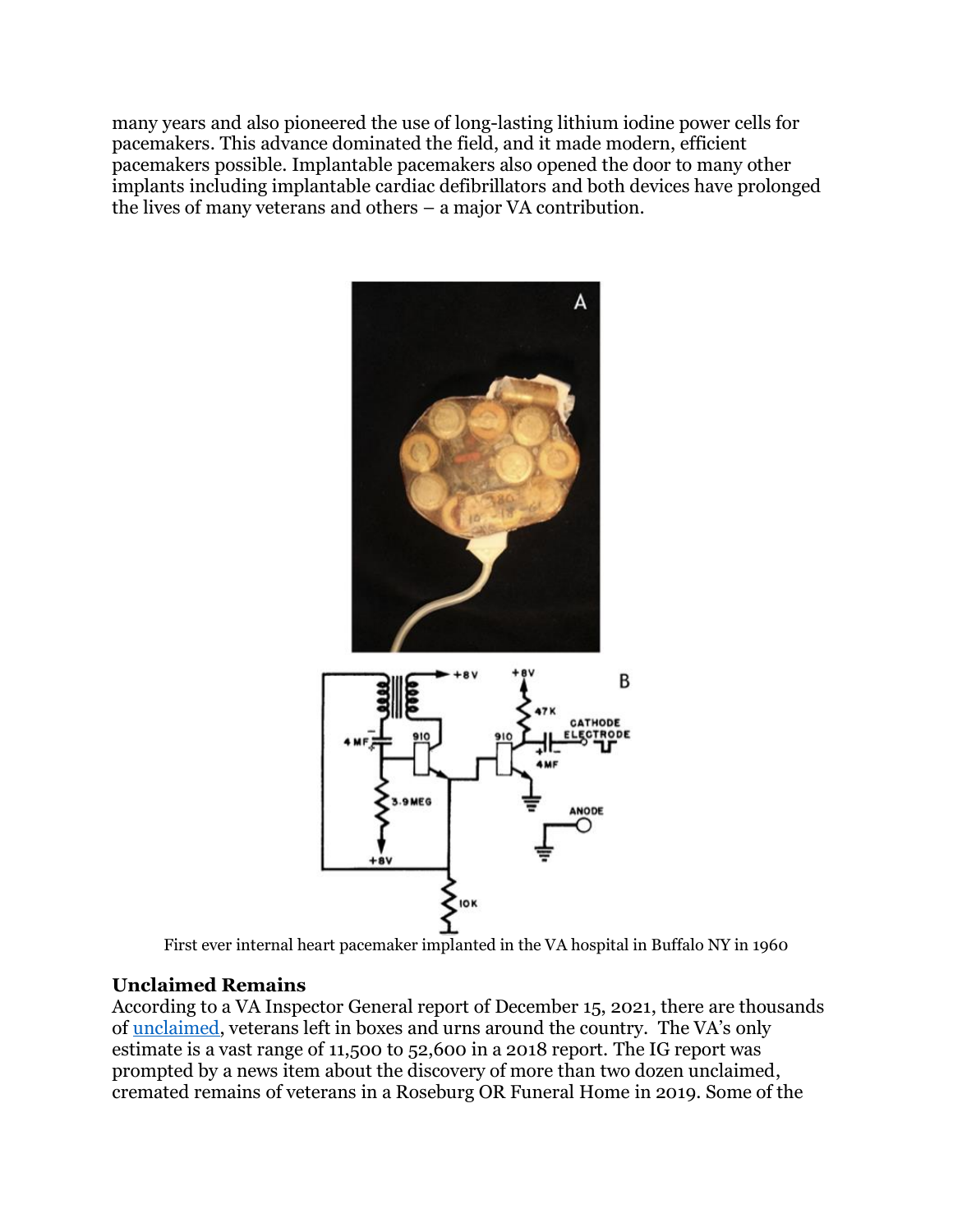many years and also pioneered the use of long-lasting lithium iodine power cells for pacemakers. This advance dominated the field, and it made modern, efficient pacemakers possible. Implantable pacemakers also opened the door to many other implants including implantable cardiac defibrillators and both devices have prolonged the lives of many veterans and others – a major VA contribution.

First ever internal heart pacemaker implanted in the VA hospital in Buffalo NY in 1960

### Unclaimed Remains

According to a VA Inspector General report of December 15, 2021, there are thousands of unclaimed, veterans left in boxes and urns around the country. The VA's only estimate is a vast range of 11,500 to 52,600 in a 2018 report. The IG report was prompted by a news item about the discovery of more than two dozen unclaimed, cremated remains of veterans in a Roseburg OR Funeral Home in 2019. Some of the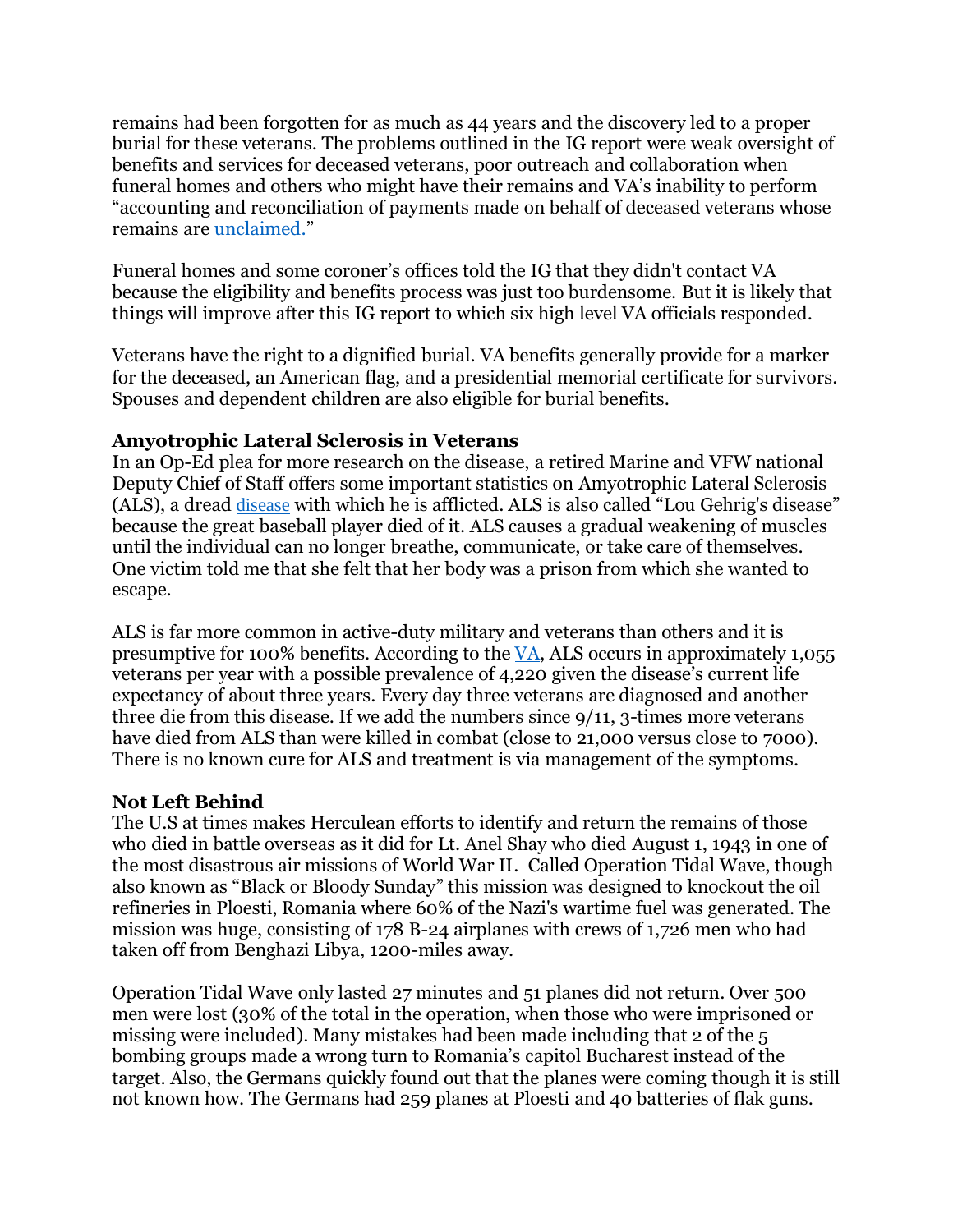remains had been forgotten for as much as 44 years and the discovery led to a proper burial for these veterans. The problems outlined in the IG report were weak oversight of benefits and services for deceased veterans, poor outreach and collaboration when funeral homes and others who might have their remains and VA's inability to perform "accounting and reconciliation of payments made on behalf of deceased veterans whose remains are unclaimed."

Funeral homes and some coroner's offices told the IG that they didn't contact VA because the eligibility and benefits process was just too burdensome. But it is likely that things will improve after this IG report to which six high level VA officials responded.

Veterans have the right to a dignified burial. VA benefits generally provide for a marker for the deceased, an American flag, and a presidential memorial certificate for survivors. Spouses and dependent children are also eligible for burial benefits.

**Amyotrophic Lateral Sclerosis in Veterans**

In an Op-Ed plea for more research on the disease, a retired Marine and VFW national Deputy Chief of Staff offers some important statistics on Amyotrophic Lateral Sclerosis (ALS), a dread disease with which he is afflicted. ALS is also called "Lou Gehrig's disease" because the great baseball player died of it. ALS causes a gradual weakening of muscles until the individual can no longer breathe, communicate, or take care of themselves. One victim told me that she felt that her body was a prison from which she wanted to escape.

ALS is far more common in active-duty military and veterans than others and it is presumptive for 100% benefits. According to the VA, ALS occurs in approximately 1,055 veterans per year with a possible prevalence of 4,220 given the disease's current life expectancy of about three years. Every day three veterans are diagnosed and another three die from this disease. If we add the numbers since 9/11, 3-times more veterans have died from ALS than were killed in combat (close to 21,000 versus close to 7000). There is no known cure for ALS and treatment is via management of the symptoms.

**Not Left Behind**

The U.S at times makes Herculean efforts to identify and return the remains of those who died in battle overseas as it did for Lt. Anel Shay who died August 1, 1943 in one of the most disastrous air missions of World War II. Called Operation Tidal Wave, though also known as "Black or Bloody Sunday" this mission was designed to knockout the oil refineries in Ploesti, Romania where 60% of the Nazi's wartime fuel was generated. The mission was huge, consisting of 178 B-24 airplanes with crews of 1,726 men who had taken off from Benghazi Libya, 1200-miles away.

Operation Tidal Wave only lasted 27 minutes and 51 planes did not return. Over 500 men were lost (30% of the total in the operation, when those who were imprisoned or missing were included). Many mistakes had been made including that 2 of the 5 bombing groups made a wrong turn to Romania's capitol Bucharest instead of the target. Also, the Germans quickly found out that the planes were coming though it is still not known how. The Germans had 259 planes at Ploesti and 40 batteries of flak guns.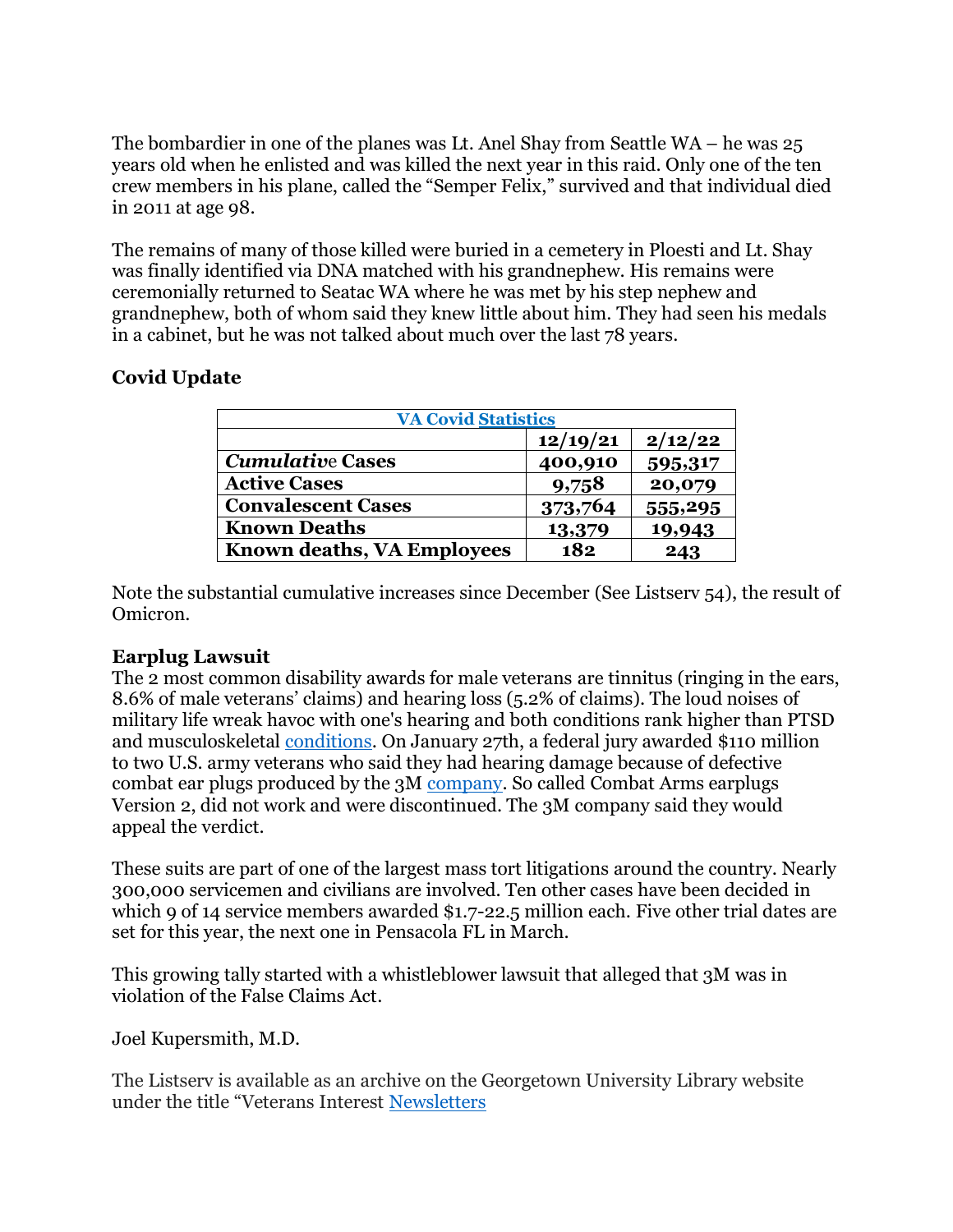The bombardier in one of the planes was Lt. Anel Shay from Seattle WA – he was 25 years old when he enlisted and was killed the next year in this raid. Only one of the ten crew members in his plane, called the "Semper Felix," survived and that individual died in 2011 at age 98.

The remains of many of those killed were buried in a cemetery in Ploesti and Lt. Shay was finally identified via DNA matched with his grandnephew. His remains were ceremonially returned to Seatac WA where he was met by his step nephew and grandnephew, both of whom said they knew little about him. They had seen his medals in a cabinet, but he was not talked about much over the last 78 years.

**Covid Update**

| VA Covid Statistics | | |
|---|---|---|
| | **12/19/21** | **2/12/22** |
| ***Cumulative* Cases** | **400,910** | **595,317** |
| **Active Cases** | **9,758** | **20,079** |
| **Convalescent Cases** | **373,764** | **555,295** |
| **Known Deaths** | **13,379** | **19,943** |
| **Known deaths, VA Employees** | **182** | **243** |

Note the substantial cumulative increases since December (See Listserv 54), the result of Omicron.

**Earplug Lawsuit**

The 2 most common disability awards for male veterans are tinnitus (ringing in the ears, 8.6% of male veterans' claims) and hearing loss (5.2% of claims). The loud noises of military life wreak havoc with one's hearing and both conditions rank higher than PTSD and musculoskeletal conditions. On January 27th, a federal jury awarded $110 million to two U.S. army veterans who said they had hearing damage because of defective combat ear plugs produced by the 3M company. So called Combat Arms earplugs Version 2, did not work and were discontinued. The 3M company said they would appeal the verdict.

These suits are part of one of the largest mass tort litigations around the country. Nearly 300,000 servicemen and civilians are involved. Ten other cases have been decided in which 9 of 14 service members awarded $1.7-22.5 million each. Five other trial dates are set for this year, the next one in Pensacola FL in March.

This growing tally started with a whistleblower lawsuit that alleged that 3M was in violation of the False Claims Act.

Joel Kupersmith, M.D.

The Listserv is available as an archive on the Georgetown University Library website under the title "Veterans Interest Newsletters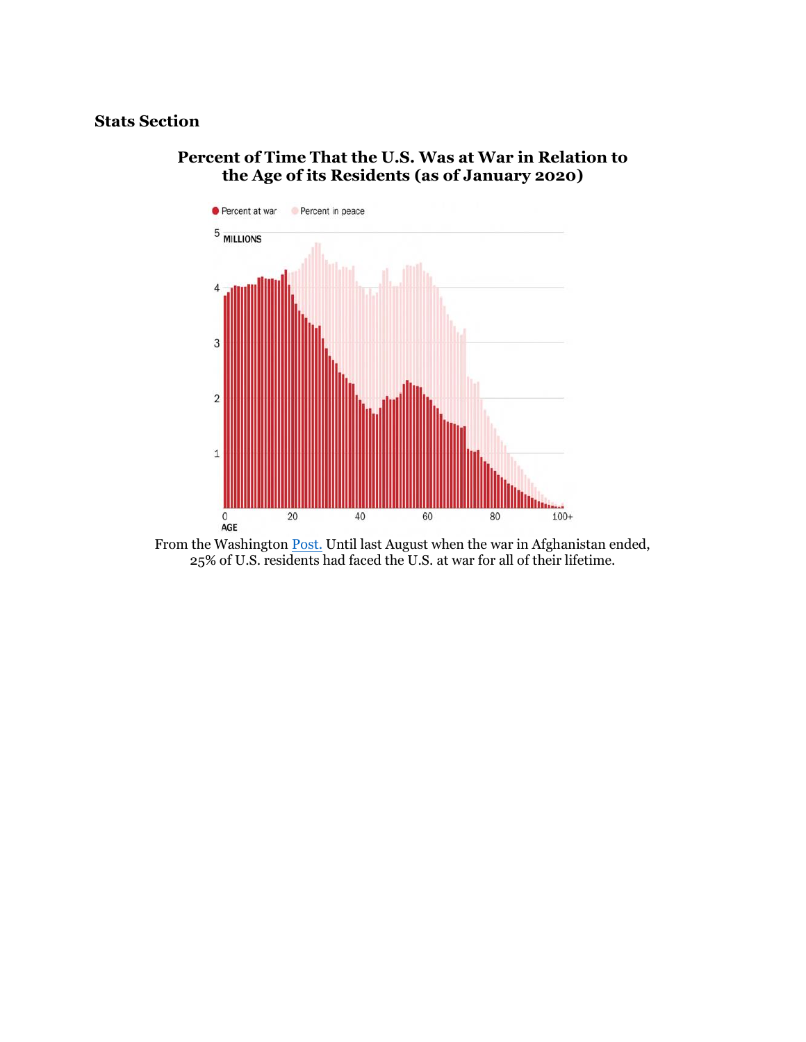## Stats Section

### Percent of Time That the U.S. Was at War in Relation to the Age of its Residents (as of January 2020)

Percent at war
Percent in peace

5
MILLIONS
4
3
2
1

0
20
40
60
80
100+
AGE

From the Washington Post. Until last August when the war in Afghanistan ended, 25% of U.S. residents had faced the U.S. at war for all of their lifetime.